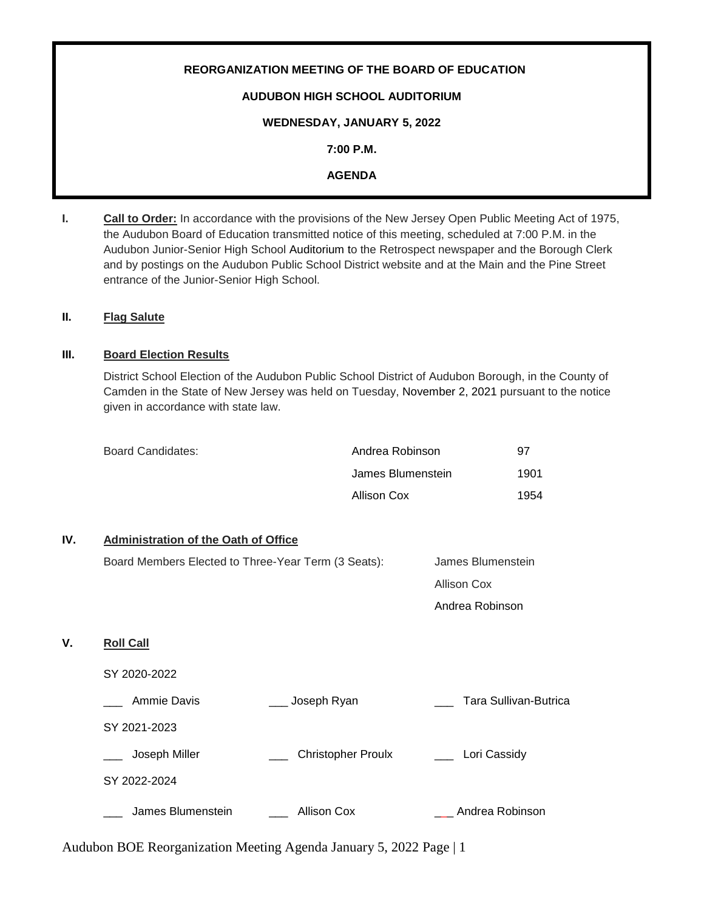**REORGANIZATION MEETING OF THE BOARD OF EDUCATION**

**AUDUBON HIGH SCHOOL AUDITORIUM**

**WEDNESDAY, JANUARY 5, 2022**

**7:00 P.M.**

**AGENDA**

**I. Call to Order:** In accordance with the provisions of the New Jersey Open Public Meeting Act of 1975, the Audubon Board of Education transmitted notice of this meeting, scheduled at 7:00 P.M. in the Audubon Junior-Senior High School Auditorium to the Retrospect newspaper and the Borough Clerk and by postings on the Audubon Public School District website and at the Main and the Pine Street entrance of the Junior-Senior High School.

**II. Flag Salute**

**III. Board Election Results**

District School Election of the Audubon Public School District of Audubon Borough, in the County of Camden in the State of New Jersey was held on Tuesday, November 2, 2021 pursuant to the notice given in accordance with state law.

| Board Candidates: | Andrea Robinson | 97 |
|---|---|---|
| | James Blumenstein | 1901 |
| | Allison Cox | 1954 |

**IV. Administration of the Oath of Office**

Board Members Elected to Three-Year Term (3 Seats): James Blumenstein, Allison Cox, Andrea Robinson

**V. Roll Call**

SY 2020-2022

___ Ammie Davis ___ Joseph Ryan ___ Tara Sullivan-Butrica

SY 2021-2023

___ Joseph Miller ___ Christopher Proulx ___ Lori Cassidy

SY 2022-2024

___ James Blumenstein ___ Allison Cox ___ Andrea Robinson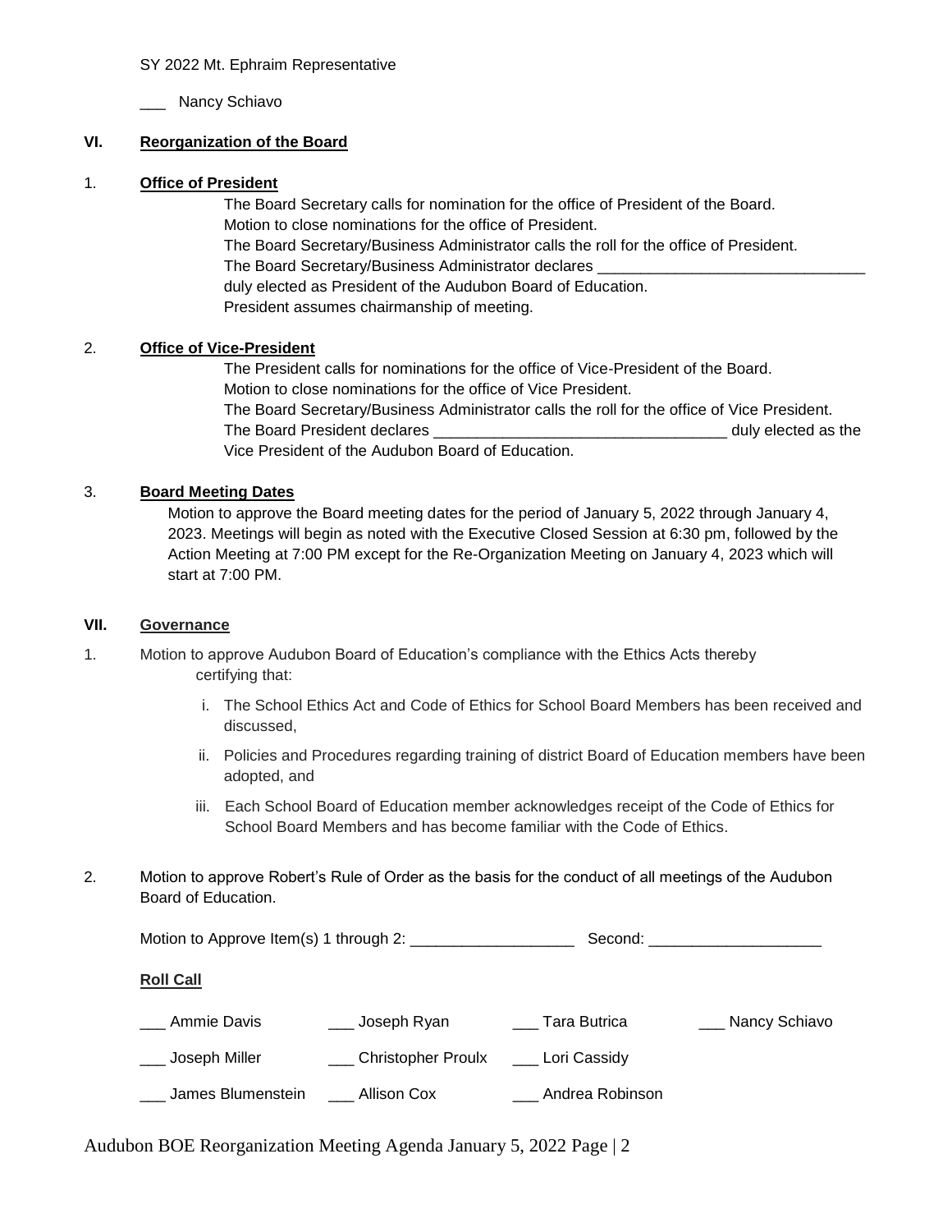SY 2022 Mt. Ephraim Representative

___ Nancy Schiavo

## VI. Reorganization of the Board

### 1. Office of President

The Board Secretary calls for nomination for the office of President of the Board.
Motion to close nominations for the office of President.
The Board Secretary/Business Administrator calls the roll for the office of President.
The Board Secretary/Business Administrator declares _______________________________
duly elected as President of the Audubon Board of Education.
President assumes chairmanship of meeting.

### 2. Office of Vice-President

The President calls for nominations for the office of Vice-President of the Board.
Motion to close nominations for the office of Vice President.
The Board Secretary/Business Administrator calls the roll for the office of Vice President.
The Board President declares __________________________________ duly elected as the Vice President of the Audubon Board of Education.

### 3. Board Meeting Dates

Motion to approve the Board meeting dates for the period of January 5, 2022 through January 4, 2023. Meetings will begin as noted with the Executive Closed Session at 6:30 pm, followed by the Action Meeting at 7:00 PM except for the Re-Organization Meeting on January 4, 2023 which will start at 7:00 PM.

## VII. Governance

1. Motion to approve Audubon Board of Education's compliance with the Ethics Acts thereby certifying that:

   i. The School Ethics Act and Code of Ethics for School Board Members has been received and discussed,

   ii. Policies and Procedures regarding training of district Board of Education members have been adopted, and

   iii. Each School Board of Education member acknowledges receipt of the Code of Ethics for School Board Members and has become familiar with the Code of Ethics.

2. Motion to approve Robert's Rule of Order as the basis for the conduct of all meetings of the Audubon Board of Education.

Motion to Approve Item(s) 1 through 2: ___________________ Second: ___________________

**Roll Call**

___ Ammie Davis ___ Joseph Ryan ___ Tara Butrica ___ Nancy Schiavo

___ Joseph Miller ___ Christopher Proulx ___ Lori Cassidy

___ James Blumenstein ___ Allison Cox ___ Andrea Robinson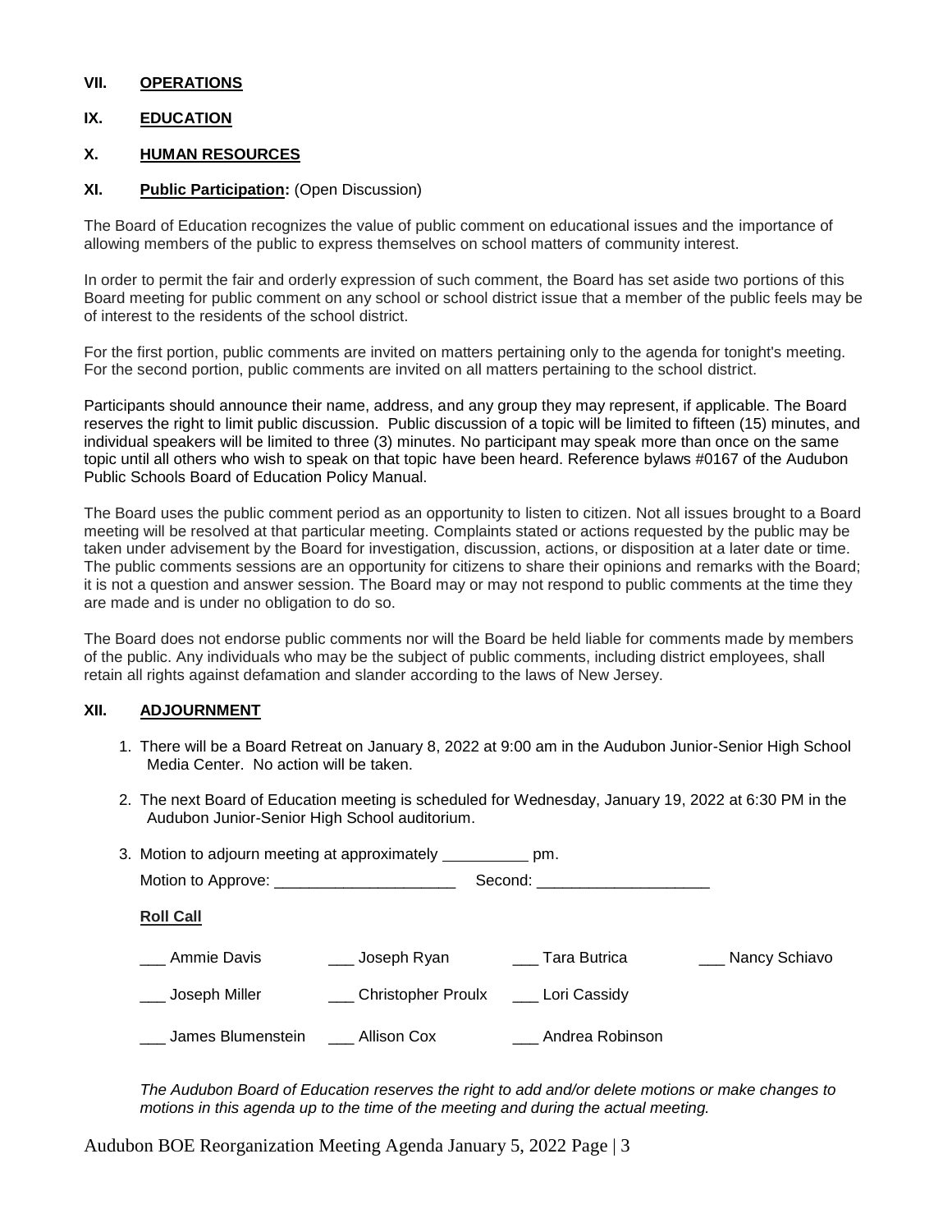## VII. OPERATIONS

## IX. EDUCATION

## X. HUMAN RESOURCES

## XI. Public Participation: (Open Discussion)

The Board of Education recognizes the value of public comment on educational issues and the importance of allowing members of the public to express themselves on school matters of community interest.

In order to permit the fair and orderly expression of such comment, the Board has set aside two portions of this Board meeting for public comment on any school or school district issue that a member of the public feels may be of interest to the residents of the school district.

For the first portion, public comments are invited on matters pertaining only to the agenda for tonight's meeting. For the second portion, public comments are invited on all matters pertaining to the school district.

Participants should announce their name, address, and any group they may represent, if applicable. The Board reserves the right to limit public discussion. Public discussion of a topic will be limited to fifteen (15) minutes, and individual speakers will be limited to three (3) minutes. No participant may speak more than once on the same topic until all others who wish to speak on that topic have been heard. Reference bylaws #0167 of the Audubon Public Schools Board of Education Policy Manual.

The Board uses the public comment period as an opportunity to listen to citizen. Not all issues brought to a Board meeting will be resolved at that particular meeting. Complaints stated or actions requested by the public may be taken under advisement by the Board for investigation, discussion, actions, or disposition at a later date or time. The public comments sessions are an opportunity for citizens to share their opinions and remarks with the Board; it is not a question and answer session. The Board may or may not respond to public comments at the time they are made and is under no obligation to do so.

The Board does not endorse public comments nor will the Board be held liable for comments made by members of the public. Any individuals who may be the subject of public comments, including district employees, shall retain all rights against defamation and slander according to the laws of New Jersey.

## XII. ADJOURNMENT

1. There will be a Board Retreat on January 8, 2022 at 9:00 am in the Audubon Junior-Senior High School Media Center. No action will be taken.
2. The next Board of Education meeting is scheduled for Wednesday, January 19, 2022 at 6:30 PM in the Audubon Junior-Senior High School auditorium.
3. Motion to adjourn meeting at approximately __________ pm.

   Motion to Approve: _____________________ Second: ____________________

   **Roll Call**

   ___ Ammie Davis ___ Joseph Ryan ___ Tara Butrica ___ Nancy Schiavo

   ___ Joseph Miller ___ Christopher Proulx ___ Lori Cassidy

   ___ James Blumenstein ___ Allison Cox ___ Andrea Robinson

   *The Audubon Board of Education reserves the right to add and/or delete motions or make changes to motions in this agenda up to the time of the meeting and during the actual meeting.*